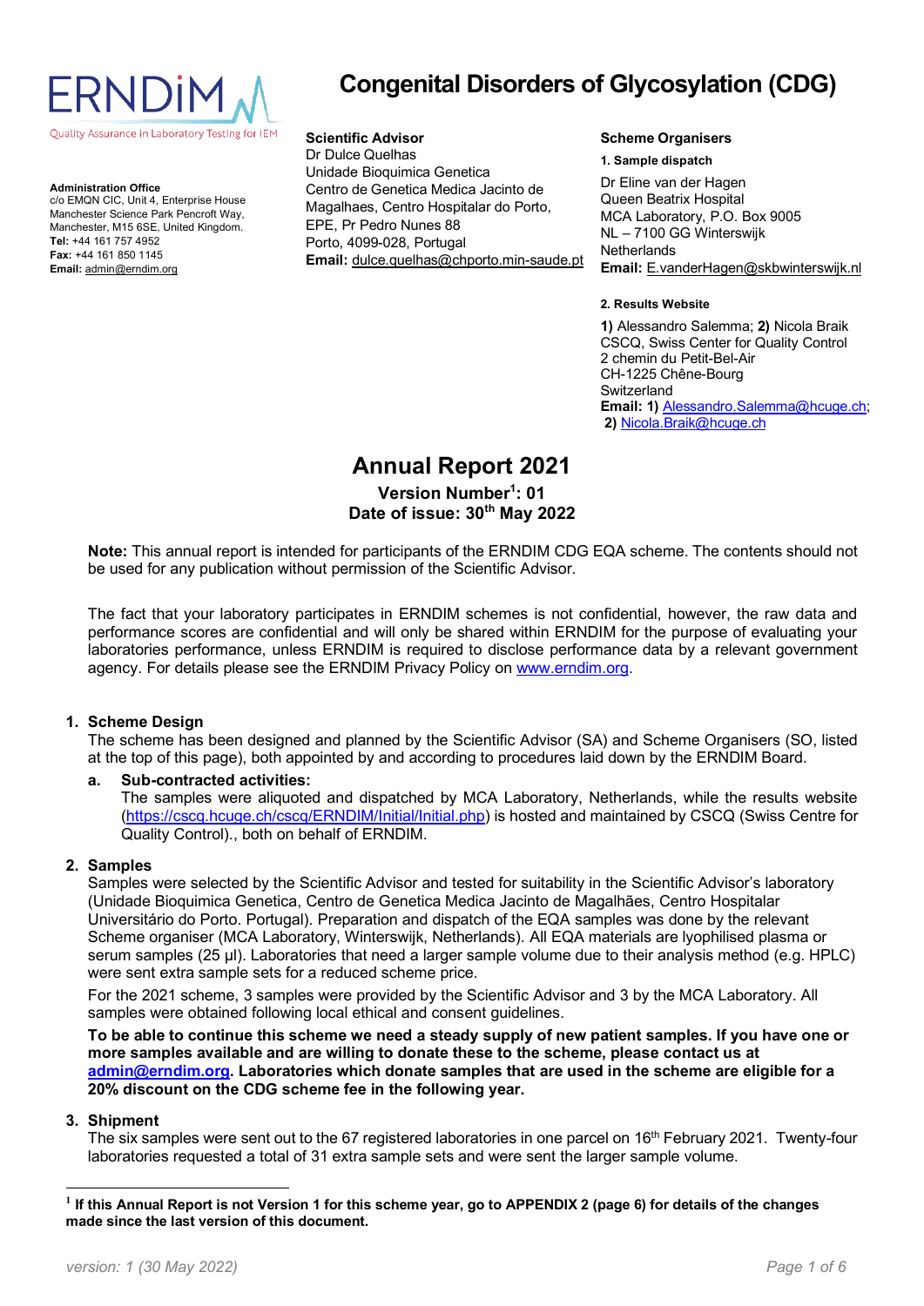ERNDiM

Quality Assurance in Laboratory Testing for IEM

# Congenital Disorders of Glycosylation (CDG)

**Administration Office**
c/o EMQN CIC, Unit 4, Enterprise House
Manchester Science Park Pencroft Way,
Manchester, M15 6SE, United Kingdom.
**Tel:** +44 161 757 4952
**Fax:** +44 161 850 1145
**Email:** admin@erndim.org

**Scientific Advisor**
Dr Dulce Quelhas
Unidade Bioquimica Genetica
Centro de Genetica Medica Jacinto de Magalhaes, Centro Hospitalar do Porto, EPE, Pr Pedro Nunes 88
Porto, 4099-028, Portugal
**Email:** dulce.quelhas@chporto.min-saude.pt

**Scheme Organisers**

**1. Sample dispatch**

Dr Eline van der Hagen
Queen Beatrix Hospital
MCA Laboratory, P.O. Box 9005
NL – 7100 GG Winterswijk
Netherlands
**Email:** E.vanderHagen@skbwinterswijk.nl

**2. Results Website**

**1)** Alessandro Salemma; **2)** Nicola Braik
CSCQ, Swiss Center for Quality Control
2 chemin du Petit-Bel-Air
CH-1225 Chêne-Bourg
Switzerland
**Email: 1)** Alessandro.Salemma@hcuge.ch; **2)** Nicola.Braik@hcuge.ch

## Annual Report 2021

**Version Number[1]: 01**
**Date of issue: 30th May 2022**

**Note:** This annual report is intended for participants of the ERNDIM CDG EQA scheme. The contents should not be used for any publication without permission of the Scientific Advisor.

The fact that your laboratory participates in ERNDIM schemes is not confidential, however, the raw data and performance scores are confidential and will only be shared within ERNDIM for the purpose of evaluating your laboratories performance, unless ERNDIM is required to disclose performance data by a relevant government agency. For details please see the ERNDIM Privacy Policy on www.erndim.org.

### 1. Scheme Design

The scheme has been designed and planned by the Scientific Advisor (SA) and Scheme Organisers (SO, listed at the top of this page), both appointed by and according to procedures laid down by the ERNDIM Board.

**a. Sub-contracted activities:**
The samples were aliquoted and dispatched by MCA Laboratory, Netherlands, while the results website (https://cscq.hcuge.ch/cscq/ERNDIM/Initial/Initial.php) is hosted and maintained by CSCQ (Swiss Centre for Quality Control)., both on behalf of ERNDIM.

### 2. Samples

Samples were selected by the Scientific Advisor and tested for suitability in the Scientific Advisor's laboratory (Unidade Bioquimica Genetica, Centro de Genetica Medica Jacinto de Magalhães, Centro Hospitalar Universitário do Porto. Portugal). Preparation and dispatch of the EQA samples was done by the relevant Scheme organiser (MCA Laboratory, Winterswijk, Netherlands). All EQA materials are lyophilised plasma or serum samples (25 µl). Laboratories that need a larger sample volume due to their analysis method (e.g. HPLC) were sent extra sample sets for a reduced scheme price.

For the 2021 scheme, 3 samples were provided by the Scientific Advisor and 3 by the MCA Laboratory. All samples were obtained following local ethical and consent guidelines.

**To be able to continue this scheme we need a steady supply of new patient samples. If you have one or more samples available and are willing to donate these to the scheme, please contact us at admin@erndim.org. Laboratories which donate samples that are used in the scheme are eligible for a 20% discount on the CDG scheme fee in the following year.**

### 3. Shipment

The six samples were sent out to the 67 registered laboratories in one parcel on 16th February 2021. Twenty-four laboratories requested a total of 31 extra sample sets and were sent the larger sample volume.

---

[1] **If this Annual Report is not Version 1 for this scheme year, go to APPENDIX 2 (page 6) for details of the changes made since the last version of this document.**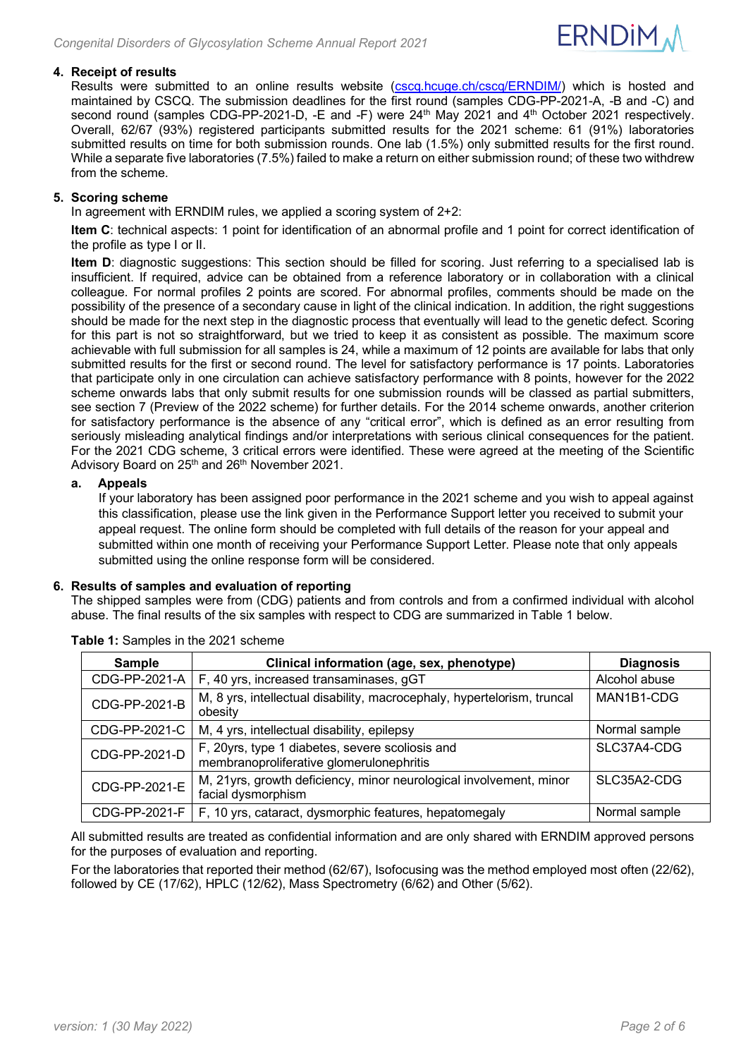## 4. Receipt of results

Results were submitted to an online results website (cscq.hcuge.ch/cscq/ERNDIM/) which is hosted and maintained by CSCQ. The submission deadlines for the first round (samples CDG-PP-2021-A, -B and -C) and second round (samples CDG-PP-2021-D, -E and -F) were 24th May 2021 and 4th October 2021 respectively. Overall, 62/67 (93%) registered participants submitted results for the 2021 scheme: 61 (91%) laboratories submitted results on time for both submission rounds. One lab (1.5%) only submitted results for the first round. While a separate five laboratories (7.5%) failed to make a return on either submission round; of these two withdrew from the scheme.

## 5. Scoring scheme

In agreement with ERNDIM rules, we applied a scoring system of 2+2:

**Item C**: technical aspects: 1 point for identification of an abnormal profile and 1 point for correct identification of the profile as type I or II.

**Item D**: diagnostic suggestions: This section should be filled for scoring. Just referring to a specialised lab is insufficient. If required, advice can be obtained from a reference laboratory or in collaboration with a clinical colleague. For normal profiles 2 points are scored. For abnormal profiles, comments should be made on the possibility of the presence of a secondary cause in light of the clinical indication. In addition, the right suggestions should be made for the next step in the diagnostic process that eventually will lead to the genetic defect. Scoring for this part is not so straightforward, but we tried to keep it as consistent as possible. The maximum score achievable with full submission for all samples is 24, while a maximum of 12 points are available for labs that only submitted results for the first or second round. The level for satisfactory performance is 17 points. Laboratories that participate only in one circulation can achieve satisfactory performance with 8 points, however for the 2022 scheme onwards labs that only submit results for one submission rounds will be classed as partial submitters, see section 7 (Preview of the 2022 scheme) for further details. For the 2014 scheme onwards, another criterion for satisfactory performance is the absence of any "critical error", which is defined as an error resulting from seriously misleading analytical findings and/or interpretations with serious clinical consequences for the patient. For the 2021 CDG scheme, 3 critical errors were identified. These were agreed at the meeting of the Scientific Advisory Board on 25th and 26th November 2021.

### a. Appeals

If your laboratory has been assigned poor performance in the 2021 scheme and you wish to appeal against this classification, please use the link given in the Performance Support letter you received to submit your appeal request. The online form should be completed with full details of the reason for your appeal and submitted within one month of receiving your Performance Support Letter. Please note that only appeals submitted using the online response form will be considered.

## 6. Results of samples and evaluation of reporting

The shipped samples were from (CDG) patients and from controls and from a confirmed individual with alcohol abuse. The final results of the six samples with respect to CDG are summarized in Table 1 below.

**Table 1:** Samples in the 2021 scheme

| Sample | Clinical information (age, sex, phenotype) | Diagnosis |
|---|---|---|
| CDG-PP-2021-A | F, 40 yrs, increased transaminases, gGT | Alcohol abuse |
| CDG-PP-2021-B | M, 8 yrs, intellectual disability, macrocephaly, hypertelorism, truncal obesity | MAN1B1-CDG |
| CDG-PP-2021-C | M, 4 yrs, intellectual disability, epilepsy | Normal sample |
| CDG-PP-2021-D | F, 20yrs, type 1 diabetes, severe scoliosis and membranoproliferative glomerulonephritis | SLC37A4-CDG |
| CDG-PP-2021-E | M, 21yrs, growth deficiency, minor neurological involvement, minor facial dysmorphism | SLC35A2-CDG |
| CDG-PP-2021-F | F, 10 yrs, cataract, dysmorphic features, hepatomegaly | Normal sample |

All submitted results are treated as confidential information and are only shared with ERNDIM approved persons for the purposes of evaluation and reporting.

For the laboratories that reported their method (62/67), Isofocusing was the method employed most often (22/62), followed by CE (17/62), HPLC (12/62), Mass Spectrometry (6/62) and Other (5/62).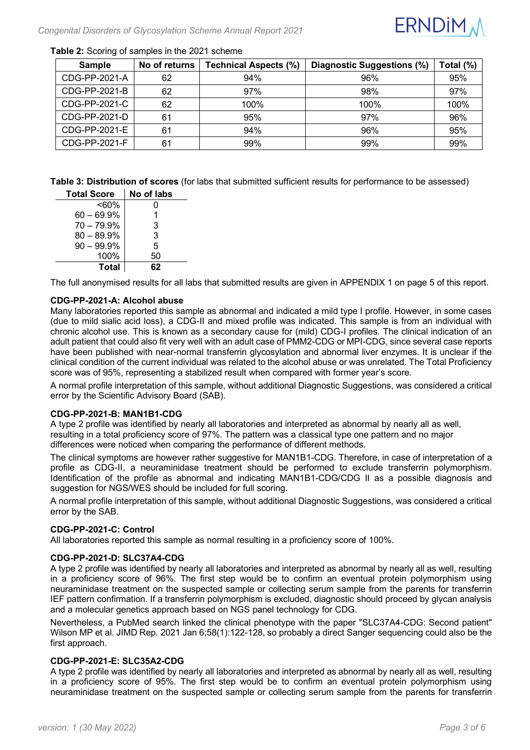**Table 2:** Scoring of samples in the 2021 scheme

| Sample | No of returns | Technical Aspects (%) | Diagnostic Suggestions (%) | Total (%) |
|---|---|---|---|---|
| CDG-PP-2021-A | 62 | 94% | 96% | 95% |
| CDG-PP-2021-B | 62 | 97% | 98% | 97% |
| CDG-PP-2021-C | 62 | 100% | 100% | 100% |
| CDG-PP-2021-D | 61 | 95% | 97% | 96% |
| CDG-PP-2021-E | 61 | 94% | 96% | 95% |
| CDG-PP-2021-F | 61 | 99% | 99% | 99% |

**Table 3: Distribution of scores** (for labs that submitted sufficient results for performance to be assessed)

| Total Score | No of labs |
|---|---|
| <60% | 0 |
| 60 – 69.9% | 1 |
| 70 – 79.9% | 3 |
| 80 – 89.9% | 3 |
| 90 – 99.9% | 5 |
| 100% | 50 |
| **Total** | **62** |

The full anonymised results for all labs that submitted results are given in APPENDIX 1 on page 5 of this report.

**CDG-PP-2021-A: Alcohol abuse**

Many laboratories reported this sample as abnormal and indicated a mild type I profile. However, in some cases (due to mild sialic acid loss), a CDG-II and mixed profile was indicated. This sample is from an individual with chronic alcohol use. This is known as a secondary cause for (mild) CDG-I profiles. The clinical indication of an adult patient that could also fit very well with an adult case of PMM2-CDG or MPI-CDG, since several case reports have been published with near-normal transferrin glycosylation and abnormal liver enzymes. It is unclear if the clinical condition of the current individual was related to the alcohol abuse or was unrelated. The Total Proficiency score was of 95%, representing a stabilized result when compared with former year's score.

A normal profile interpretation of this sample, without additional Diagnostic Suggestions, was considered a critical error by the Scientific Advisory Board (SAB).

**CDG-PP-2021-B: MAN1B1-CDG**

A type 2 profile was identified by nearly all laboratories and interpreted as abnormal by nearly all as well, resulting in a total proficiency score of 97%. The pattern was a classical type one pattern and no major differences were noticed when comparing the performance of different methods.

The clinical symptoms are however rather suggestive for MAN1B1-CDG. Therefore, in case of interpretation of a profile as CDG-II, a neuraminidase treatment should be performed to exclude transferrin polymorphism. Identification of the profile as abnormal and indicating MAN1B1-CDG/CDG II as a possible diagnosis and suggestion for NGS/WES should be included for full scoring.

A normal profile interpretation of this sample, without additional Diagnostic Suggestions, was considered a critical error by the SAB.

**CDG-PP-2021-C: Control**

All laboratories reported this sample as normal resulting in a proficiency score of 100%.

**CDG-PP-2021-D: SLC37A4-CDG**

A type 2 profile was identified by nearly all laboratories and interpreted as abnormal by nearly all as well, resulting in a proficiency score of 96%. The first step would be to confirm an eventual protein polymorphism using neuraminidase treatment on the suspected sample or collecting serum sample from the parents for transferrin IEF pattern confirmation. If a transferrin polymorphism is excluded, diagnostic should proceed by glycan analysis and a molecular genetics approach based on NGS panel technology for CDG.

Nevertheless, a PubMed search linked the clinical phenotype with the paper "SLC37A4-CDG: Second patient" Wilson MP et al. JIMD Rep. 2021 Jan 6;58(1):122-128, so probably a direct Sanger sequencing could also be the first approach.

**CDG-PP-2021-E: SLC35A2-CDG**

A type 2 profile was identified by nearly all laboratories and interpreted as abnormal by nearly all as well, resulting in a proficiency score of 95%. The first step would be to confirm an eventual protein polymorphism using neuraminidase treatment on the suspected sample or collecting serum sample from the parents for transferrin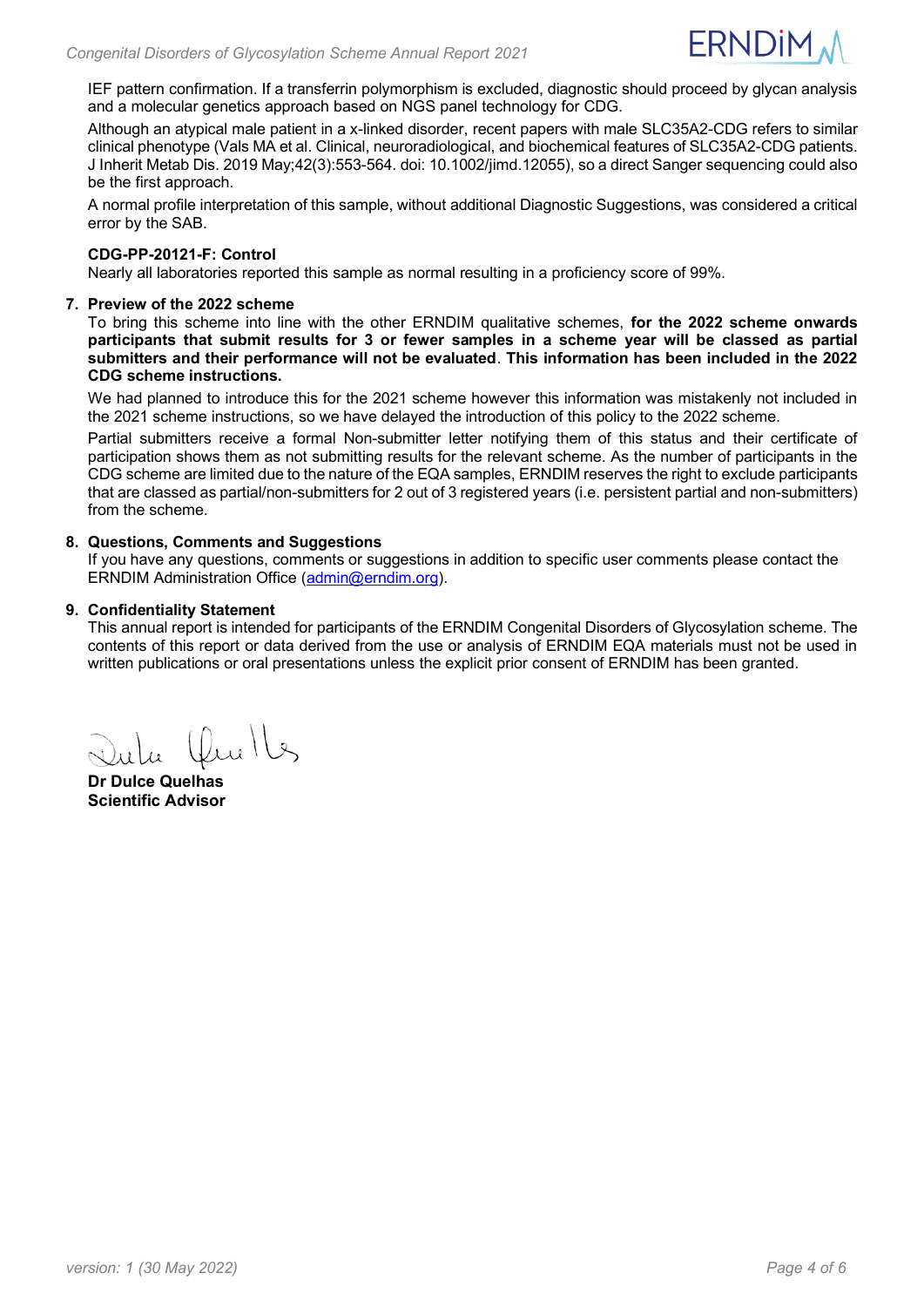IEF pattern confirmation. If a transferrin polymorphism is excluded, diagnostic should proceed by glycan analysis and a molecular genetics approach based on NGS panel technology for CDG.

Although an atypical male patient in a x-linked disorder, recent papers with male SLC35A2-CDG refers to similar clinical phenotype (Vals MA et al. Clinical, neuroradiological, and biochemical features of SLC35A2-CDG patients. J Inherit Metab Dis. 2019 May;42(3):553-564. doi: 10.1002/jimd.12055), so a direct Sanger sequencing could also be the first approach.

A normal profile interpretation of this sample, without additional Diagnostic Suggestions, was considered a critical error by the SAB.

**CDG-PP-20121-F: Control**

Nearly all laboratories reported this sample as normal resulting in a proficiency score of 99%.

## 7. Preview of the 2022 scheme

To bring this scheme into line with the other ERNDIM qualitative schemes, **for the 2022 scheme onwards participants that submit results for 3 or fewer samples in a scheme year will be classed as partial submitters and their performance will not be evaluated**. **This information has been included in the 2022 CDG scheme instructions.**

We had planned to introduce this for the 2021 scheme however this information was mistakenly not included in the 2021 scheme instructions, so we have delayed the introduction of this policy to the 2022 scheme.

Partial submitters receive a formal Non-submitter letter notifying them of this status and their certificate of participation shows them as not submitting results for the relevant scheme. As the number of participants in the CDG scheme are limited due to the nature of the EQA samples, ERNDIM reserves the right to exclude participants that are classed as partial/non-submitters for 2 out of 3 registered years (i.e. persistent partial and non-submitters) from the scheme.

## 8. Questions, Comments and Suggestions

If you have any questions, comments or suggestions in addition to specific user comments please contact the ERNDIM Administration Office (admin@erndim.org).

## 9. Confidentiality Statement

This annual report is intended for participants of the ERNDIM Congenital Disorders of Glycosylation scheme. The contents of this report or data derived from the use or analysis of ERNDIM EQA materials must not be used in written publications or oral presentations unless the explicit prior consent of ERNDIM has been granted.

**Dr Dulce Quelhas**
**Scientific Advisor**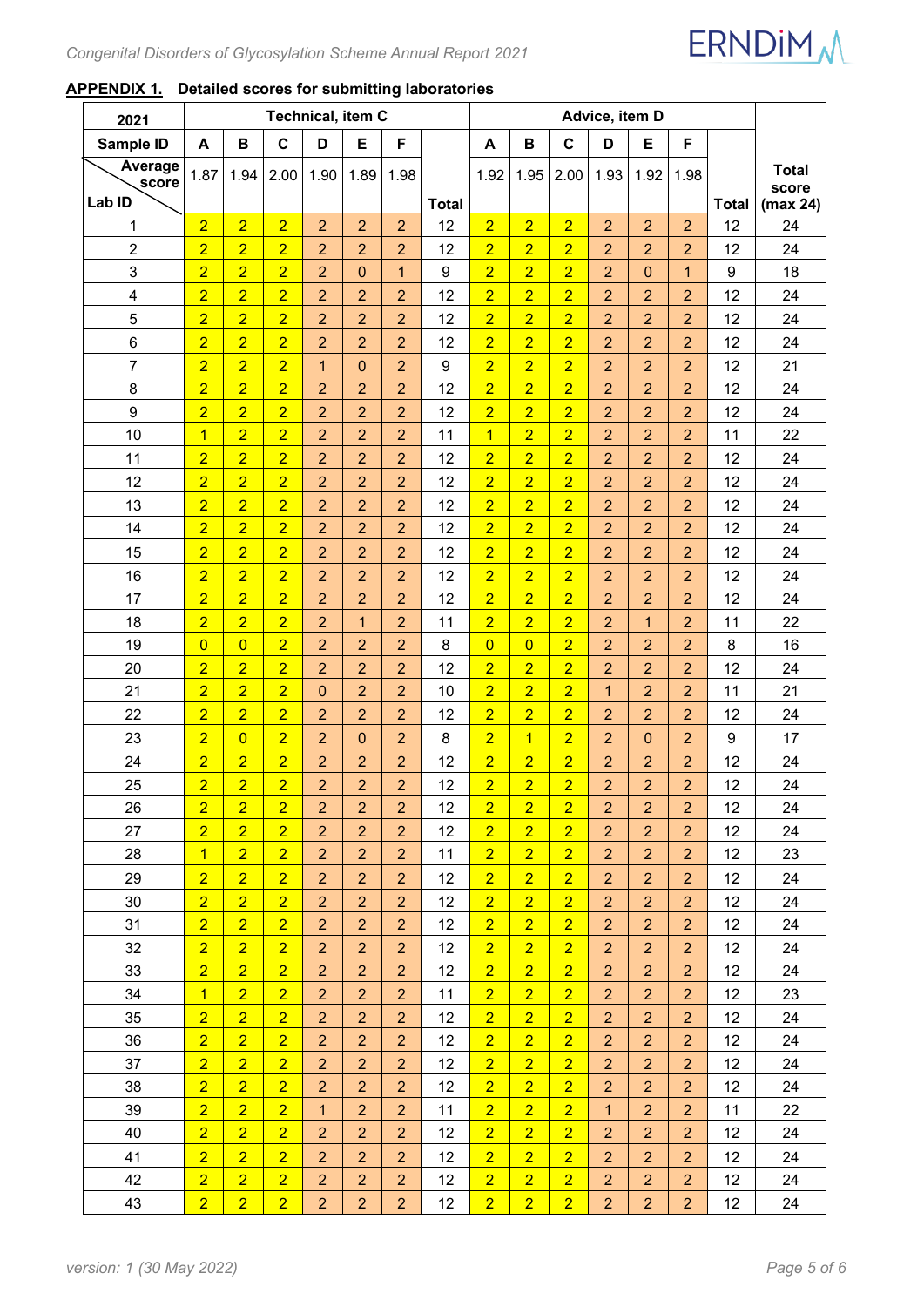**APPENDIX 1.** **Detailed scores for submitting laboratories**

| 2021 | Technical, item C | | | | | | | Advice, item D | | | | | | | |
|---|---|---|---|---|---|---|---|---|---|---|---|---|---|---|---|
| Sample ID | A | B | C | D | E | F | | A | B | C | D | E | F | | |
| Average score / Lab ID | 1.87 | 1.94 | 2.00 | 1.90 | 1.89 | 1.98 | Total | 1.92 | 1.95 | 2.00 | 1.93 | 1.92 | 1.98 | Total | Total score (max 24) |
| 1 | 2 | 2 | 2 | 2 | 2 | 2 | 12 | 2 | 2 | 2 | 2 | 2 | 2 | 12 | 24 |
| 2 | 2 | 2 | 2 | 2 | 2 | 2 | 12 | 2 | 2 | 2 | 2 | 2 | 2 | 12 | 24 |
| 3 | 2 | 2 | 2 | 2 | 0 | 1 | 9 | 2 | 2 | 2 | 2 | 0 | 1 | 9 | 18 |
| 4 | 2 | 2 | 2 | 2 | 2 | 2 | 12 | 2 | 2 | 2 | 2 | 2 | 2 | 12 | 24 |
| 5 | 2 | 2 | 2 | 2 | 2 | 2 | 12 | 2 | 2 | 2 | 2 | 2 | 2 | 12 | 24 |
| 6 | 2 | 2 | 2 | 2 | 2 | 2 | 12 | 2 | 2 | 2 | 2 | 2 | 2 | 12 | 24 |
| 7 | 2 | 2 | 2 | 1 | 0 | 2 | 9 | 2 | 2 | 2 | 2 | 2 | 2 | 12 | 21 |
| 8 | 2 | 2 | 2 | 2 | 2 | 2 | 12 | 2 | 2 | 2 | 2 | 2 | 2 | 12 | 24 |
| 9 | 2 | 2 | 2 | 2 | 2 | 2 | 12 | 2 | 2 | 2 | 2 | 2 | 2 | 12 | 24 |
| 10 | 1 | 2 | 2 | 2 | 2 | 2 | 11 | 1 | 2 | 2 | 2 | 2 | 2 | 11 | 22 |
| 11 | 2 | 2 | 2 | 2 | 2 | 2 | 12 | 2 | 2 | 2 | 2 | 2 | 2 | 12 | 24 |
| 12 | 2 | 2 | 2 | 2 | 2 | 2 | 12 | 2 | 2 | 2 | 2 | 2 | 2 | 12 | 24 |
| 13 | 2 | 2 | 2 | 2 | 2 | 2 | 12 | 2 | 2 | 2 | 2 | 2 | 2 | 12 | 24 |
| 14 | 2 | 2 | 2 | 2 | 2 | 2 | 12 | 2 | 2 | 2 | 2 | 2 | 2 | 12 | 24 |
| 15 | 2 | 2 | 2 | 2 | 2 | 2 | 12 | 2 | 2 | 2 | 2 | 2 | 2 | 12 | 24 |
| 16 | 2 | 2 | 2 | 2 | 2 | 2 | 12 | 2 | 2 | 2 | 2 | 2 | 2 | 12 | 24 |
| 17 | 2 | 2 | 2 | 2 | 2 | 2 | 12 | 2 | 2 | 2 | 2 | 2 | 2 | 12 | 24 |
| 18 | 2 | 2 | 2 | 2 | 1 | 2 | 11 | 2 | 2 | 2 | 2 | 1 | 2 | 11 | 22 |
| 19 | 0 | 0 | 2 | 2 | 2 | 2 | 8 | 0 | 0 | 2 | 2 | 2 | 2 | 8 | 16 |
| 20 | 2 | 2 | 2 | 2 | 2 | 2 | 12 | 2 | 2 | 2 | 2 | 2 | 2 | 12 | 24 |
| 21 | 2 | 2 | 2 | 0 | 2 | 2 | 10 | 2 | 2 | 2 | 1 | 2 | 2 | 11 | 21 |
| 22 | 2 | 2 | 2 | 2 | 2 | 2 | 12 | 2 | 2 | 2 | 2 | 2 | 2 | 12 | 24 |
| 23 | 2 | 0 | 2 | 2 | 0 | 2 | 8 | 2 | 1 | 2 | 2 | 0 | 2 | 9 | 17 |
| 24 | 2 | 2 | 2 | 2 | 2 | 2 | 12 | 2 | 2 | 2 | 2 | 2 | 2 | 12 | 24 |
| 25 | 2 | 2 | 2 | 2 | 2 | 2 | 12 | 2 | 2 | 2 | 2 | 2 | 2 | 12 | 24 |
| 26 | 2 | 2 | 2 | 2 | 2 | 2 | 12 | 2 | 2 | 2 | 2 | 2 | 2 | 12 | 24 |
| 27 | 2 | 2 | 2 | 2 | 2 | 2 | 12 | 2 | 2 | 2 | 2 | 2 | 2 | 12 | 24 |
| 28 | 1 | 2 | 2 | 2 | 2 | 2 | 11 | 2 | 2 | 2 | 2 | 2 | 2 | 12 | 23 |
| 29 | 2 | 2 | 2 | 2 | 2 | 2 | 12 | 2 | 2 | 2 | 2 | 2 | 2 | 12 | 24 |
| 30 | 2 | 2 | 2 | 2 | 2 | 2 | 12 | 2 | 2 | 2 | 2 | 2 | 2 | 12 | 24 |
| 31 | 2 | 2 | 2 | 2 | 2 | 2 | 12 | 2 | 2 | 2 | 2 | 2 | 2 | 12 | 24 |
| 32 | 2 | 2 | 2 | 2 | 2 | 2 | 12 | 2 | 2 | 2 | 2 | 2 | 2 | 12 | 24 |
| 33 | 2 | 2 | 2 | 2 | 2 | 2 | 12 | 2 | 2 | 2 | 2 | 2 | 2 | 12 | 24 |
| 34 | 1 | 2 | 2 | 2 | 2 | 2 | 11 | 2 | 2 | 2 | 2 | 2 | 2 | 12 | 23 |
| 35 | 2 | 2 | 2 | 2 | 2 | 2 | 12 | 2 | 2 | 2 | 2 | 2 | 2 | 12 | 24 |
| 36 | 2 | 2 | 2 | 2 | 2 | 2 | 12 | 2 | 2 | 2 | 2 | 2 | 2 | 12 | 24 |
| 37 | 2 | 2 | 2 | 2 | 2 | 2 | 12 | 2 | 2 | 2 | 2 | 2 | 2 | 12 | 24 |
| 38 | 2 | 2 | 2 | 2 | 2 | 2 | 12 | 2 | 2 | 2 | 2 | 2 | 2 | 12 | 24 |
| 39 | 2 | 2 | 2 | 1 | 2 | 2 | 11 | 2 | 2 | 2 | 1 | 2 | 2 | 11 | 22 |
| 40 | 2 | 2 | 2 | 2 | 2 | 2 | 12 | 2 | 2 | 2 | 2 | 2 | 2 | 12 | 24 |
| 41 | 2 | 2 | 2 | 2 | 2 | 2 | 12 | 2 | 2 | 2 | 2 | 2 | 2 | 12 | 24 |
| 42 | 2 | 2 | 2 | 2 | 2 | 2 | 12 | 2 | 2 | 2 | 2 | 2 | 2 | 12 | 24 |
| 43 | 2 | 2 | 2 | 2 | 2 | 2 | 12 | 2 | 2 | 2 | 2 | 2 | 2 | 12 | 24 |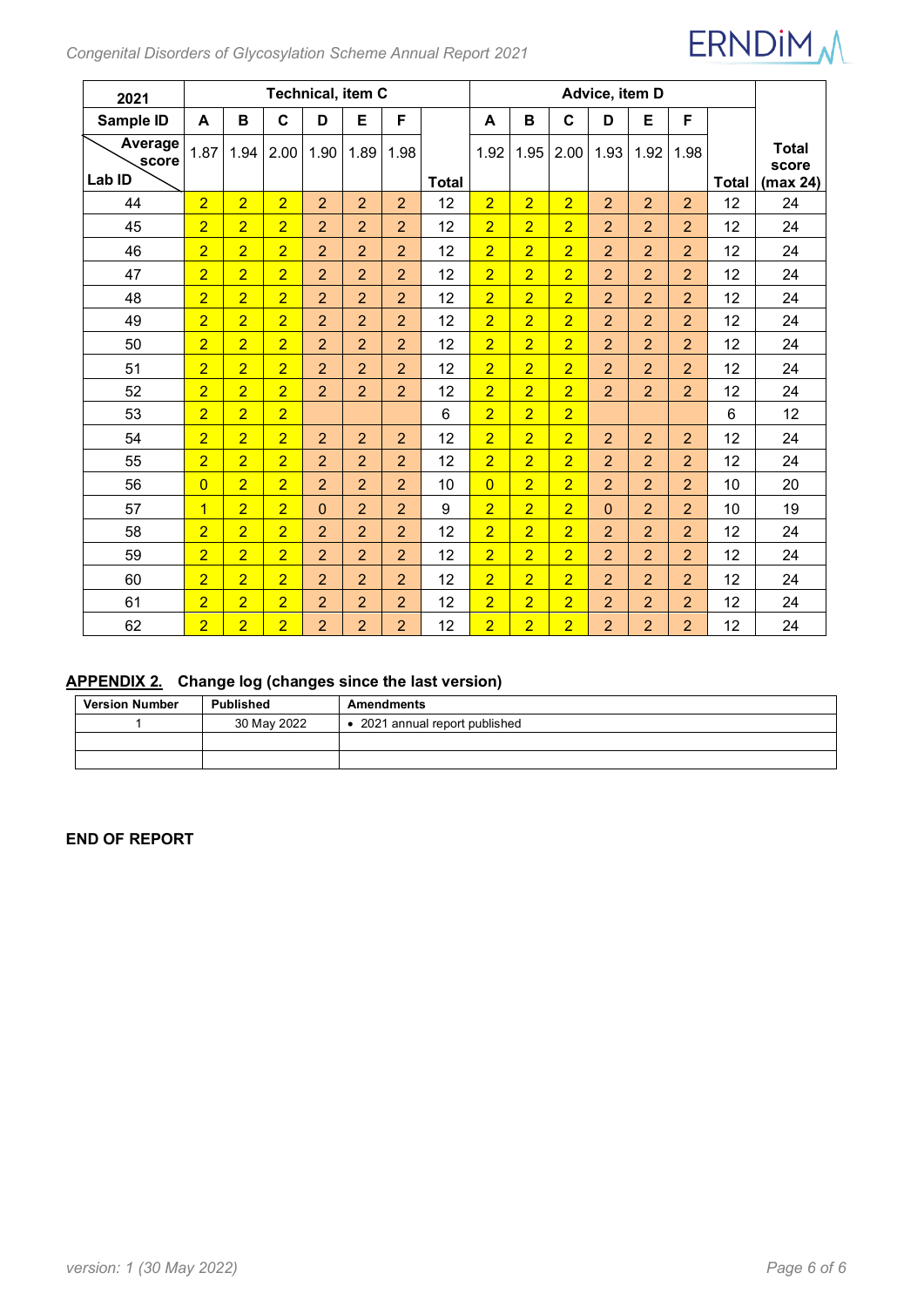| 2021 | Technical, item C | | | | | | | Advice, item D | | | | | | | |
|---|---|---|---|---|---|---|---|---|---|---|---|---|---|---|---|
| Sample ID | A | B | C | D | E | F | | A | B | C | D | E | F | | |
| Average score / Lab ID | 1.87 | 1.94 | 2.00 | 1.90 | 1.89 | 1.98 | Total | 1.92 | 1.95 | 2.00 | 1.93 | 1.92 | 1.98 | Total | Total score (max 24) |
| 44 | 2 | 2 | 2 | 2 | 2 | 2 | 12 | 2 | 2 | 2 | 2 | 2 | 2 | 12 | 24 |
| 45 | 2 | 2 | 2 | 2 | 2 | 2 | 12 | 2 | 2 | 2 | 2 | 2 | 2 | 12 | 24 |
| 46 | 2 | 2 | 2 | 2 | 2 | 2 | 12 | 2 | 2 | 2 | 2 | 2 | 2 | 12 | 24 |
| 47 | 2 | 2 | 2 | 2 | 2 | 2 | 12 | 2 | 2 | 2 | 2 | 2 | 2 | 12 | 24 |
| 48 | 2 | 2 | 2 | 2 | 2 | 2 | 12 | 2 | 2 | 2 | 2 | 2 | 2 | 12 | 24 |
| 49 | 2 | 2 | 2 | 2 | 2 | 2 | 12 | 2 | 2 | 2 | 2 | 2 | 2 | 12 | 24 |
| 50 | 2 | 2 | 2 | 2 | 2 | 2 | 12 | 2 | 2 | 2 | 2 | 2 | 2 | 12 | 24 |
| 51 | 2 | 2 | 2 | 2 | 2 | 2 | 12 | 2 | 2 | 2 | 2 | 2 | 2 | 12 | 24 |
| 52 | 2 | 2 | 2 | 2 | 2 | 2 | 12 | 2 | 2 | 2 | 2 | 2 | 2 | 12 | 24 |
| 53 | 2 | 2 | 2 | | | | 6 | 2 | 2 | 2 | | | | 6 | 12 |
| 54 | 2 | 2 | 2 | 2 | 2 | 2 | 12 | 2 | 2 | 2 | 2 | 2 | 2 | 12 | 24 |
| 55 | 2 | 2 | 2 | 2 | 2 | 2 | 12 | 2 | 2 | 2 | 2 | 2 | 2 | 12 | 24 |
| 56 | 0 | 2 | 2 | 2 | 2 | 2 | 10 | 0 | 2 | 2 | 2 | 2 | 2 | 10 | 20 |
| 57 | 1 | 2 | 2 | 0 | 2 | 2 | 9 | 2 | 2 | 2 | 0 | 2 | 2 | 10 | 19 |
| 58 | 2 | 2 | 2 | 2 | 2 | 2 | 12 | 2 | 2 | 2 | 2 | 2 | 2 | 12 | 24 |
| 59 | 2 | 2 | 2 | 2 | 2 | 2 | 12 | 2 | 2 | 2 | 2 | 2 | 2 | 12 | 24 |
| 60 | 2 | 2 | 2 | 2 | 2 | 2 | 12 | 2 | 2 | 2 | 2 | 2 | 2 | 12 | 24 |
| 61 | 2 | 2 | 2 | 2 | 2 | 2 | 12 | 2 | 2 | 2 | 2 | 2 | 2 | 12 | 24 |
| 62 | 2 | 2 | 2 | 2 | 2 | 2 | 12 | 2 | 2 | 2 | 2 | 2 | 2 | 12 | 24 |

## APPENDIX 2. Change log (changes since the last version)

| Version Number | Published | Amendments |
|---|---|---|
| 1 | 30 May 2022 | • 2021 annual report published |
| | | |
| | | |

**END OF REPORT**